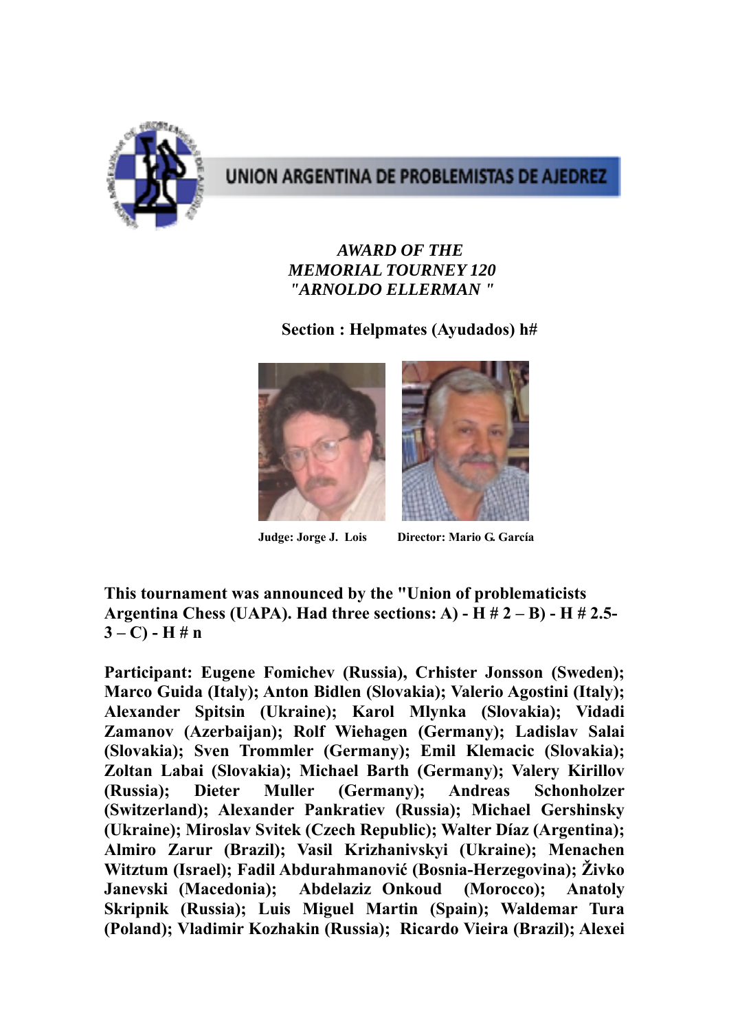UNION ARGENTINA DE PROBLEMISTAS DE AJEDREZ

*AWARD OF THE*
*MEMORIAL TOURNEY 120*
*"ARNOLDO ELLERMAN "*

**Section : Helpmates (Ayudados) h#**

**Judge: Jorge J. Lois** **Director: Mario G. García**

**This tournament was announced by the "Union of problematicists Argentina Chess (UAPA). Had three sections: A) - H # 2 – B) - H # 2.5-3 – C) - H # n**

**Participant: Eugene Fomichev (Russia), Crhister Jonsson (Sweden); Marco Guida (Italy); Anton Bidlen (Slovakia); Valerio Agostini (Italy); Alexander Spitsin (Ukraine); Karol Mlynka (Slovakia); Vidadi Zamanov (Azerbaijan); Rolf Wiehagen (Germany); Ladislav Salai (Slovakia); Sven Trommler (Germany); Emil Klemacic (Slovakia); Zoltan Labai (Slovakia); Michael Barth (Germany); Valery Kirillov (Russia); Dieter Muller (Germany); Andreas Schonholzer (Switzerland); Alexander Pankratiev (Russia); Michael Gershinsky (Ukraine); Miroslav Svitek (Czech Republic); Walter Díaz (Argentina); Almiro Zarur (Brazil); Vasil Krizhanivskyi (Ukraine); Menachen Witztum (Israel); Fadil Abdurahmanović (Bosnia-Herzegovina); Živko Janevski (Macedonia); Abdelaziz Onkoud (Morocco); Anatoly Skripnik (Russia); Luis Miguel Martin (Spain); Waldemar Tura (Poland); Vladimir Kozhakin (Russia); Ricardo Vieira (Brazil); Alexei**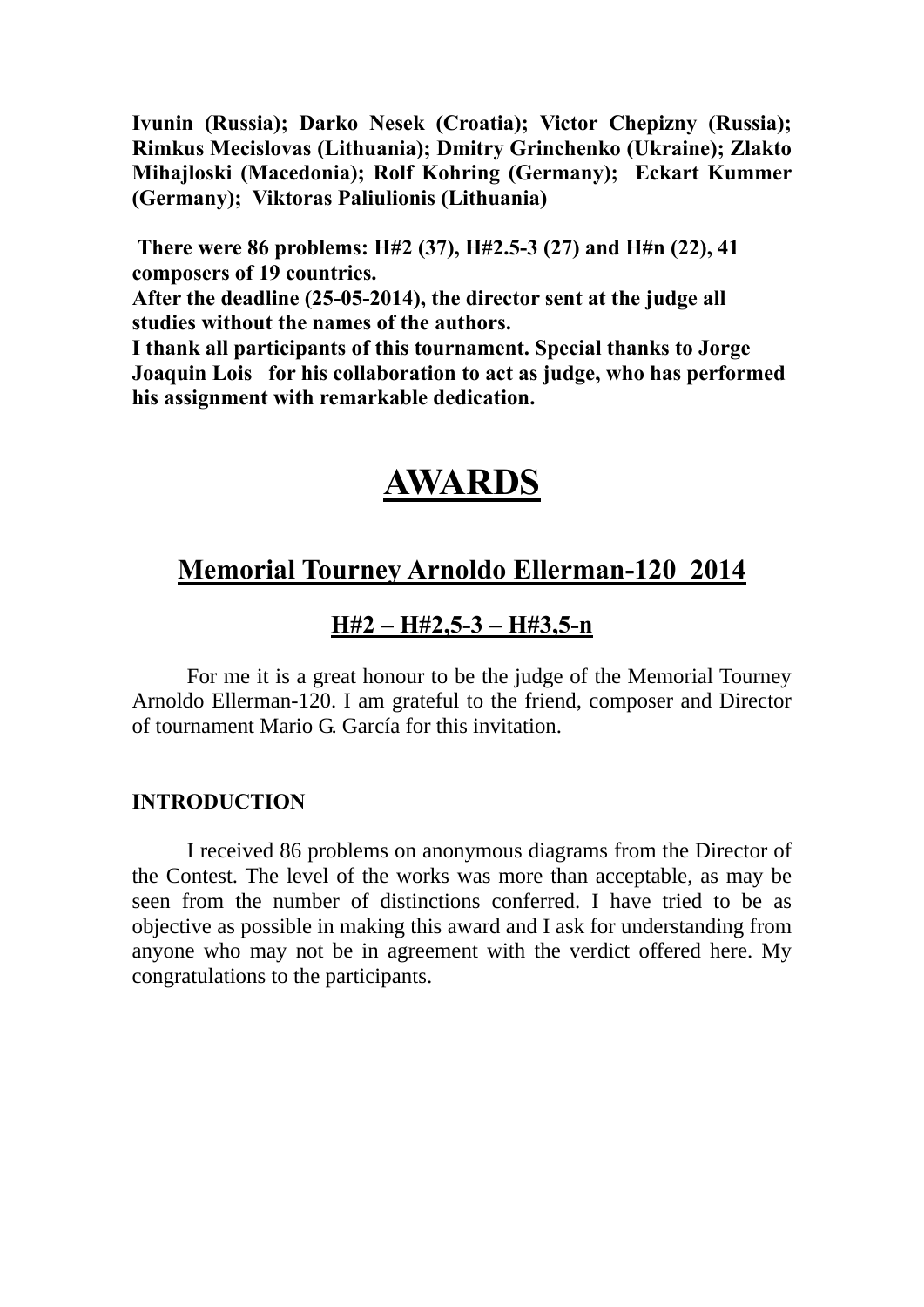**Ivunin (Russia); Darko Nesek (Croatia); Victor Chepizny (Russia); Rimkus Mecislovas (Lithuania); Dmitry Grinchenko (Ukraine); Zlakto Mihajloski (Macedonia); Rolf Kohring (Germany); Eckart Kummer (Germany); Viktoras Paliulionis (Lithuania)**

**There were 86 problems: H#2 (37), H#2.5-3 (27) and H#n (22), 41 composers of 19 countries.**
**After the deadline (25-05-2014), the director sent at the judge all studies without the names of the authors.**
**I thank all participants of this tournament. Special thanks to Jorge Joaquin Lois for his collaboration to act as judge, who has performed his assignment with remarkable dedication.**

# AWARDS

## Memorial Tourney Arnoldo Ellerman-120 2014

### H#2 – H#2,5-3 – H#3,5-n

For me it is a great honour to be the judge of the Memorial Tourney Arnoldo Ellerman-120. I am grateful to the friend, composer and Director of tournament Mario G. García for this invitation.

**INTRODUCTION**

I received 86 problems on anonymous diagrams from the Director of the Contest. The level of the works was more than acceptable, as may be seen from the number of distinctions conferred. I have tried to be as objective as possible in making this award and I ask for understanding from anyone who may not be in agreement with the verdict offered here. My congratulations to the participants.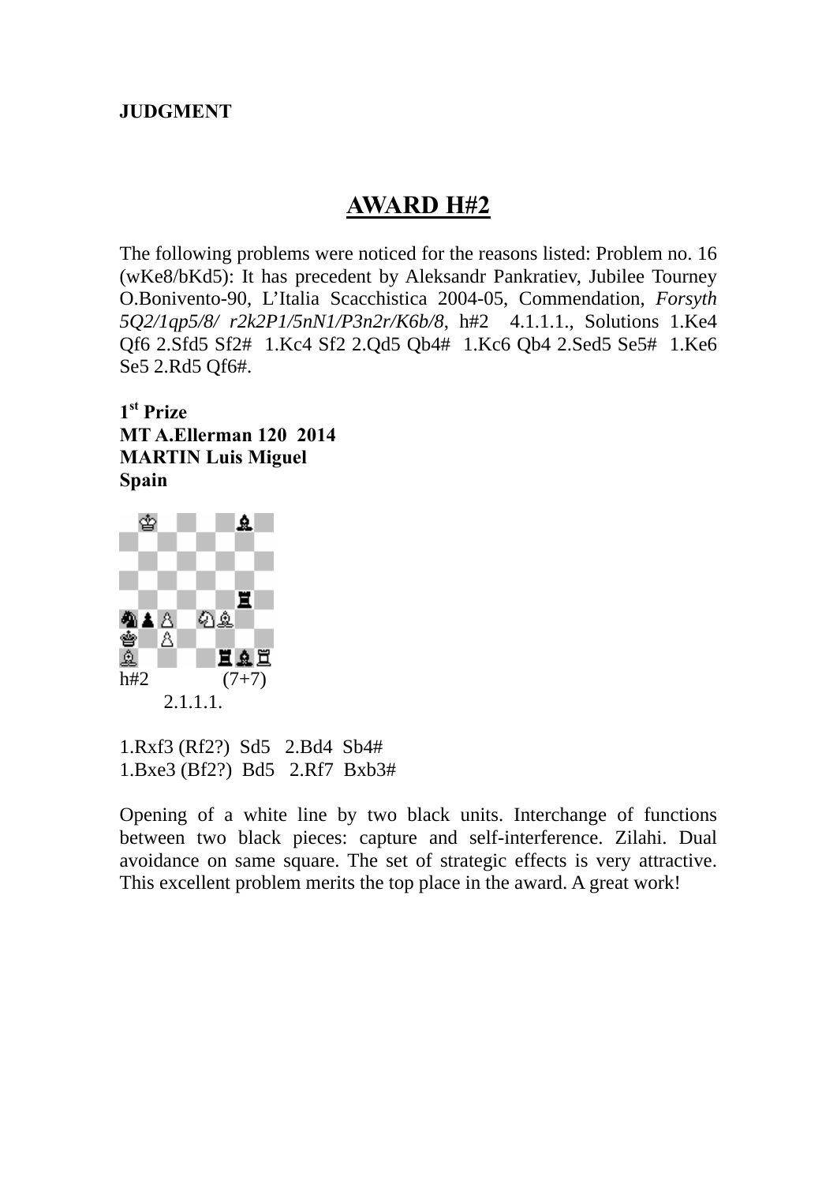**JUDGMENT**

## AWARD H#2

The following problems were noticed for the reasons listed: Problem no. 16 (wKe8/bKd5): It has precedent by Aleksandr Pankratiev, Jubilee Tourney O.Bonivento-90, L'Italia Scacchistica 2004-05, Commendation, *Forsyth 5Q2/1qp5/8/ r2k2P1/5nN1/P3n2r/K6b/8*, h#2 4.1.1.1., Solutions 1.Ke4 Qf6 2.Sfd5 Sf2# 1.Kc4 Sf2 2.Qd5 Qb4# 1.Kc6 Qb4 2.Sed5 Se5# 1.Ke6 Se5 2.Rd5 Qf6#.

**1st Prize**
**MT A.Ellerman 120 2014**
**MARTIN Luis Miguel**
**Spain**

h#2 (7+7)
2.1.1.1.

1.Rxf3 (Rf2?) Sd5 2.Bd4 Sb4#
1.Bxe3 (Bf2?) Bd5 2.Rf7 Bxb3#

Opening of a white line by two black units. Interchange of functions between two black pieces: capture and self-interference. Zilahi. Dual avoidance on same square. The set of strategic effects is very attractive. This excellent problem merits the top place in the award. A great work!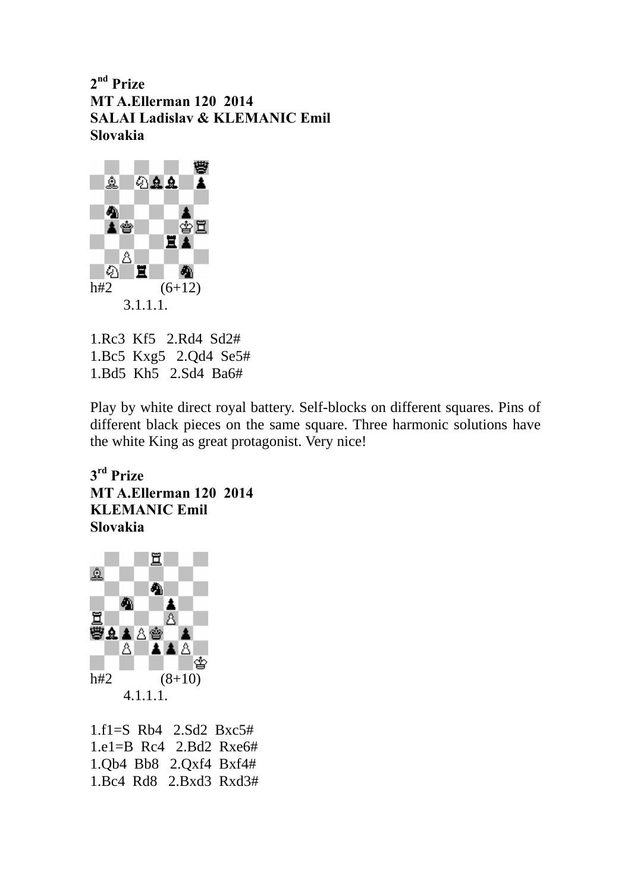**2nd Prize**
**MT A.Ellerman 120 2014**
**SALAI Ladislav & KLEMANIC Emil**
**Slovakia**

h#2 (6+12)
3.1.1.1.

1.Rc3 Kf5 2.Rd4 Sd2#
1.Bc5 Kxg5 2.Qd4 Se5#
1.Bd5 Kh5 2.Sd4 Ba6#

Play by white direct royal battery. Self-blocks on different squares. Pins of different black pieces on the same square. Three harmonic solutions have the white King as great protagonist. Very nice!

**3rd Prize**
**MT A.Ellerman 120 2014**
**KLEMANIC Emil**
**Slovakia**

h#2 (8+10)
4.1.1.1.

1.f1=S Rb4 2.Sd2 Bxc5#
1.e1=B Rc4 2.Bd2 Rxe6#
1.Qb4 Bb8 2.Qxf4 Bxf4#
1.Bc4 Rd8 2.Bxd3 Rxd3#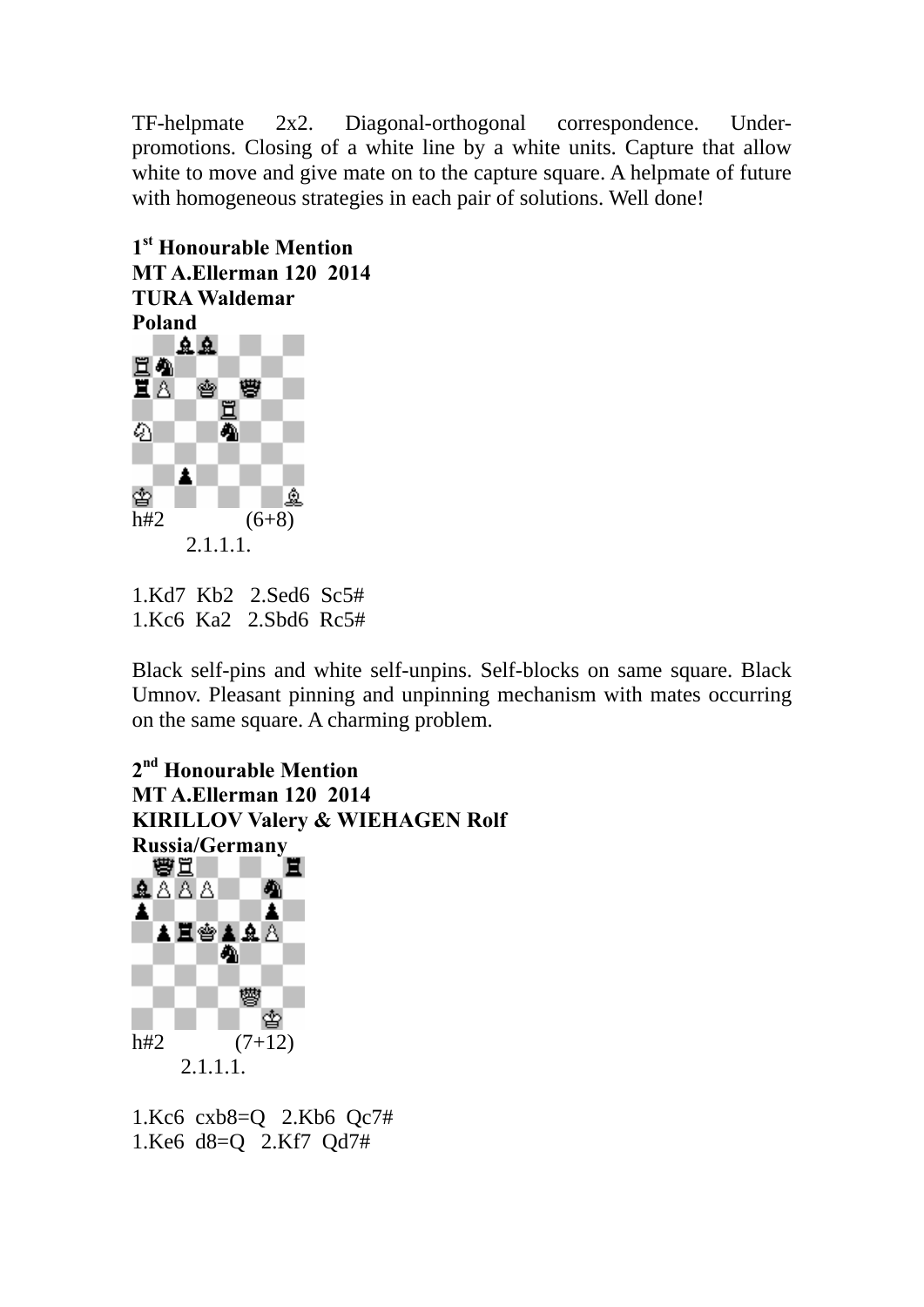TF-helpmate 2x2. Diagonal-orthogonal correspondence. Under-promotions. Closing of a white line by a white units. Capture that allow white to move and give mate on to the capture square. A helpmate of future with homogeneous strategies in each pair of solutions. Well done!

**1st Honourable Mention**
**MT A.Ellerman 120 2014**
**TURA Waldemar**
**Poland**

h#2 (6+8)
2.1.1.1.

1.Kd7 Kb2 2.Sed6 Sc5#
1.Kc6 Ka2 2.Sbd6 Rc5#

Black self-pins and white self-unpins. Self-blocks on same square. Black Umnov. Pleasant pinning and unpinning mechanism with mates occurring on the same square. A charming problem.

**2nd Honourable Mention**
**MT A.Ellerman 120 2014**
**KIRILLOV Valery & WIEHAGEN Rolf**
**Russia/Germany**

h#2 (7+12)
2.1.1.1.

1.Kc6 cxb8=Q 2.Kb6 Qc7#
1.Ke6 d8=Q 2.Kf7 Qd7#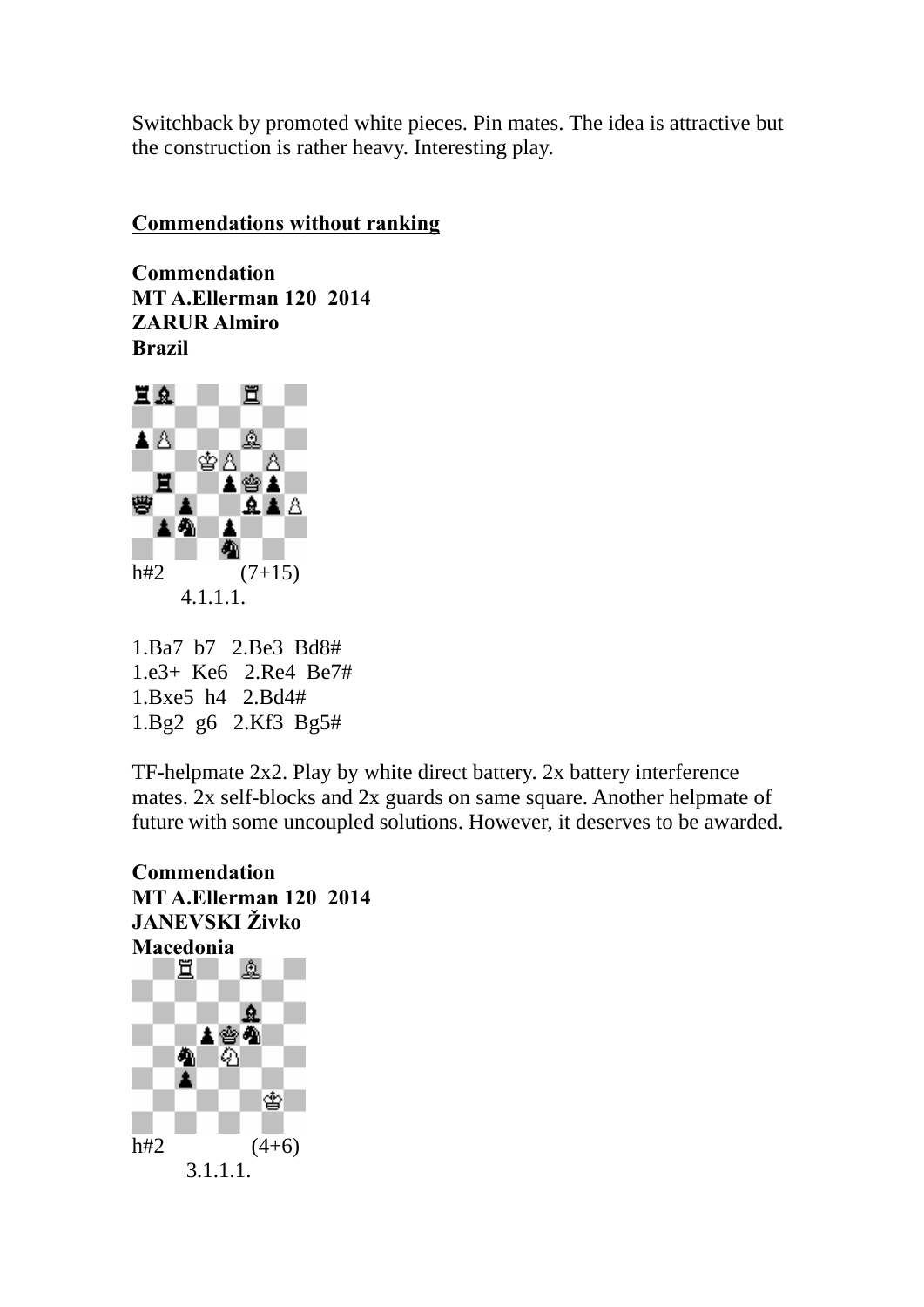Switchback by promoted white pieces. Pin mates. The idea is attractive but the construction is rather heavy. Interesting play.

## Commendations without ranking

**Commendation**
**MT A.Ellerman 120 2014**
**ZARUR Almiro**
**Brazil**

h#2 (7+15)
4.1.1.1.

1.Ba7 b7 2.Be3 Bd8#
1.e3+ Ke6 2.Re4 Be7#
1.Bxe5 h4 2.Bd4#
1.Bg2 g6 2.Kf3 Bg5#

TF-helpmate 2x2. Play by white direct battery. 2x battery interference mates. 2x self-blocks and 2x guards on same square. Another helpmate of future with some uncoupled solutions. However, it deserves to be awarded.

**Commendation**
**MT A.Ellerman 120 2014**
**JANEVSKI Živko**
**Macedonia**

h#2 (4+6)
3.1.1.1.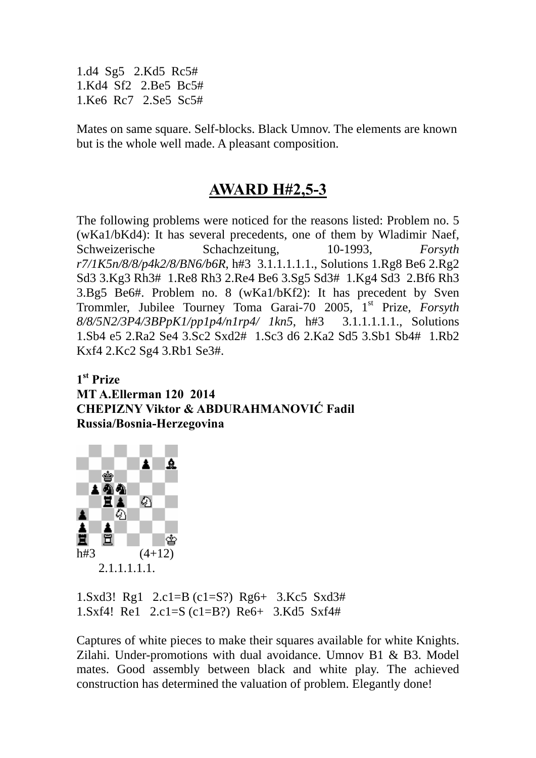1.d4 Sg5 2.Kd5 Rc5#
1.Kd4 Sf2 2.Be5 Bc5#
1.Ke6 Rc7 2.Se5 Sc5#

Mates on same square. Self-blocks. Black Umnov. The elements are known but is the whole well made. A pleasant composition.

## AWARD H#2,5-3

The following problems were noticed for the reasons listed: Problem no. 5 (wKa1/bKd4): It has several precedents, one of them by Wladimir Naef, Schweizerische Schachzeitung, 10-1993, *Forsyth r7/1K5n/8/8/p4k2/8/BN6/b6R*, h#3 3.1.1.1.1.1., Solutions 1.Rg8 Be6 2.Rg2 Sd3 3.Kg3 Rh3# 1.Re8 Rh3 2.Re4 Be6 3.Sg5 Sd3# 1.Kg4 Sd3 2.Bf6 Rh3 3.Bg5 Be6#. Problem no. 8 (wKa1/bKf2): It has precedent by Sven Trommler, Jubilee Tourney Toma Garai-70 2005, 1st Prize, *Forsyth 8/8/5N2/3P4/3BPpK1/pp1p4/n1rp4/ 1kn5*, h#3 3.1.1.1.1.1., Solutions 1.Sb4 e5 2.Ra2 Se4 3.Sc2 Sxd2# 1.Sc3 d6 2.Ka2 Sd5 3.Sb1 Sb4# 1.Rb2 Kxf4 2.Kc2 Sg4 3.Rb1 Se3#.

**1st Prize**
**MT A.Ellerman 120 2014**
**CHEPIZNY Viktor & ABDURAHMANOVIĆ Fadil**
**Russia/Bosnia-Herzegovina**

h#3 (4+12)
2.1.1.1.1.1.

1.Sxd3! Rg1 2.c1=B (c1=S?) Rg6+ 3.Kc5 Sxd3#
1.Sxf4! Re1 2.c1=S (c1=B?) Re6+ 3.Kd5 Sxf4#

Captures of white pieces to make their squares available for white Knights. Zilahi. Under-promotions with dual avoidance. Umnov B1 & B3. Model mates. Good assembly between black and white play. The achieved construction has determined the valuation of problem. Elegantly done!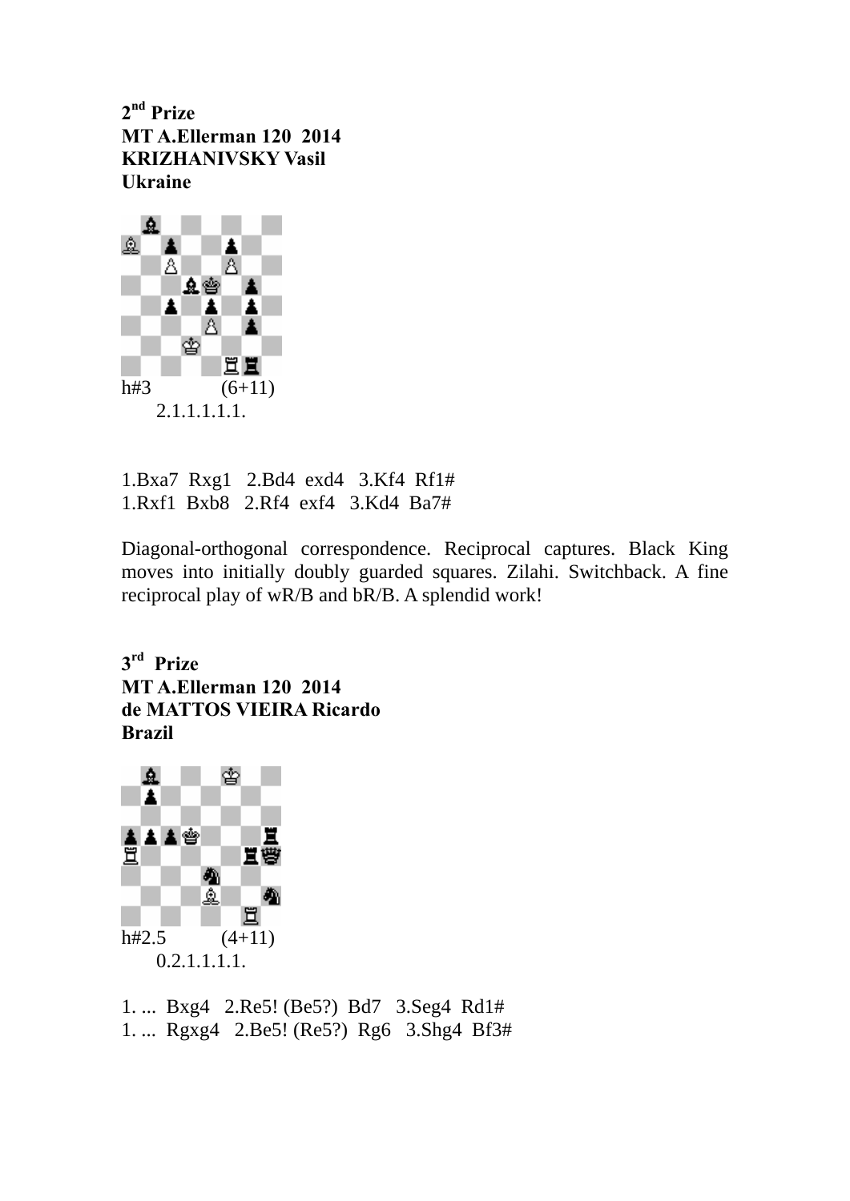**2[nd] Prize**
**MT A.Ellerman 120 2014**
**KRIZHANIVSKY Vasil**
**Ukraine**

h#3 (6+11)
2.1.1.1.1.1.

1.Bxa7 Rxg1 2.Bd4 exd4 3.Kf4 Rf1#
1.Rxf1 Bxb8 2.Rf4 exf4 3.Kd4 Ba7#

Diagonal-orthogonal correspondence. Reciprocal captures. Black King moves into initially doubly guarded squares. Zilahi. Switchback. A fine reciprocal play of wR/B and bR/B. A splendid work!

**3[rd] Prize**
**MT A.Ellerman 120 2014**
**de MATTOS VIEIRA Ricardo**
**Brazil**

h#2.5 (4+11)
0.2.1.1.1.1.

1. ... Bxg4 2.Re5! (Be5?) Bd7 3.Seg4 Rd1#
1. ... Rgxg4 2.Be5! (Re5?) Rg6 3.Shg4 Bf3#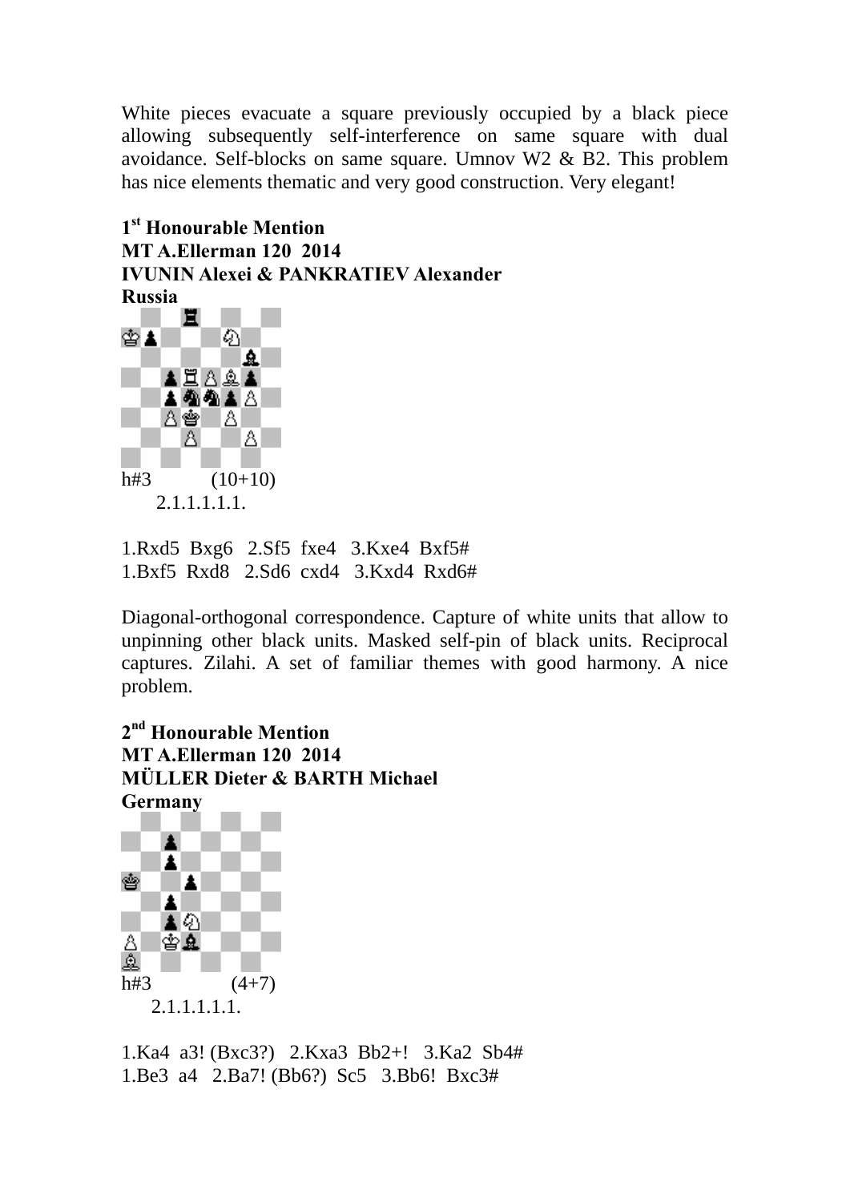White pieces evacuate a square previously occupied by a black piece allowing subsequently self-interference on same square with dual avoidance. Self-blocks on same square. Umnov W2 & B2. This problem has nice elements thematic and very good construction. Very elegant!

**1st Honourable Mention**
**MT A.Ellerman 120 2014**
**IVUNIN Alexei & PANKRATIEV Alexander**
**Russia**

h#3 (10+10)
2.1.1.1.1.1.

1.Rxd5 Bxg6 2.Sf5 fxe4 3.Kxe4 Bxf5#
1.Bxf5 Rxd8 2.Sd6 cxd4 3.Kxd4 Rxd6#

Diagonal-orthogonal correspondence. Capture of white units that allow to unpinning other black units. Masked self-pin of black units. Reciprocal captures. Zilahi. A set of familiar themes with good harmony. A nice problem.

**2nd Honourable Mention**
**MT A.Ellerman 120 2014**
**MÜLLER Dieter & BARTH Michael**
**Germany**

h#3 (4+7)
2.1.1.1.1.1.

1.Ka4 a3! (Bxc3?) 2.Kxa3 Bb2+! 3.Ka2 Sb4#
1.Be3 a4 2.Ba7! (Bb6?) Sc5 3.Bb6! Bxc3#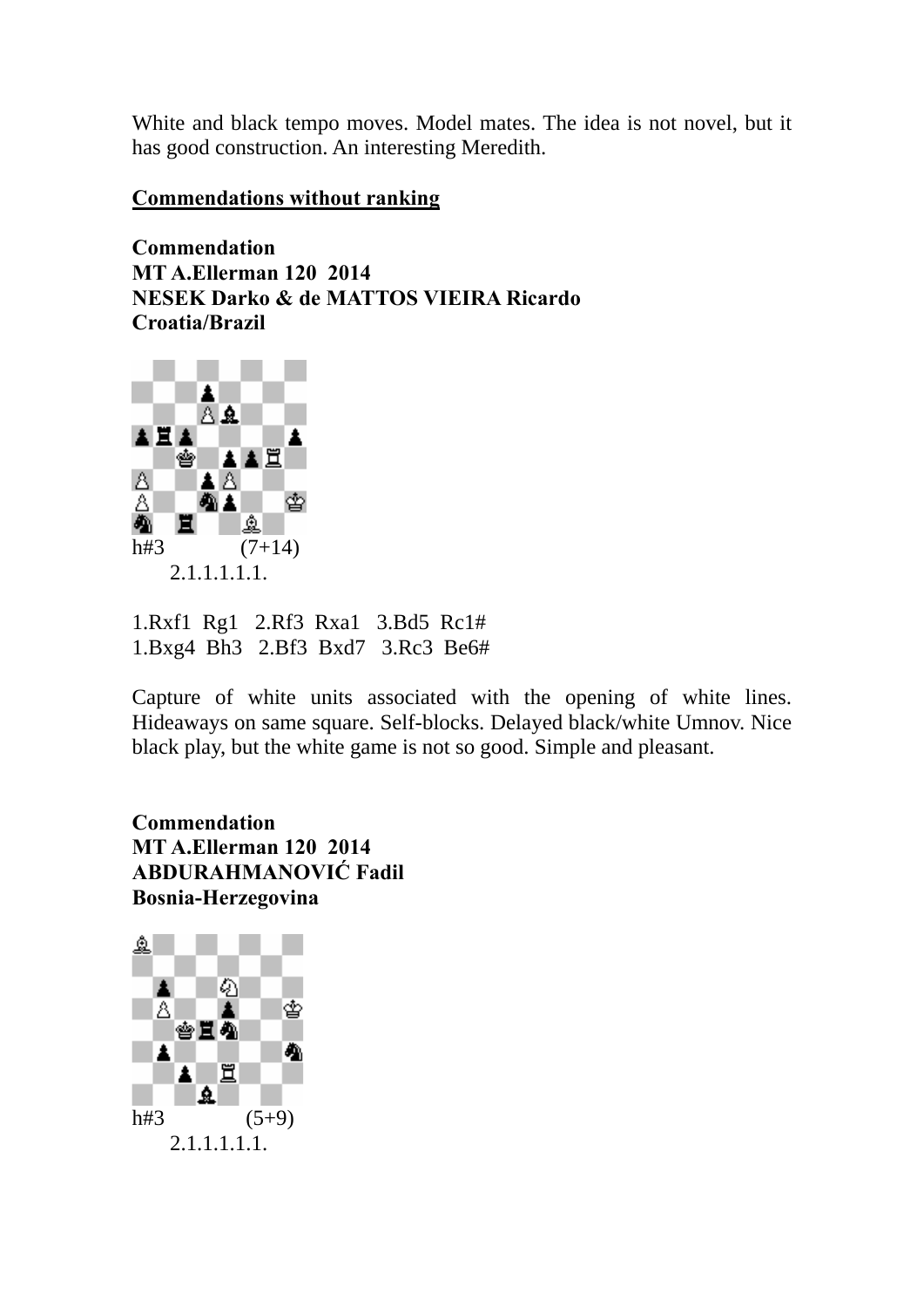White and black tempo moves. Model mates. The idea is not novel, but it has good construction. An interesting Meredith.

## Commendations without ranking

**Commendation**
**MT A.Ellerman 120 2014**
**NESEK Darko & de MATTOS VIEIRA Ricardo**
**Croatia/Brazil**

h#3 (7+14)
2.1.1.1.1.1.

1.Rxf1 Rg1 2.Rf3 Rxa1 3.Bd5 Rc1#
1.Bxg4 Bh3 2.Bf3 Bxd7 3.Rc3 Be6#

Capture of white units associated with the opening of white lines. Hideaways on same square. Self-blocks. Delayed black/white Umnov. Nice black play, but the white game is not so good. Simple and pleasant.

**Commendation**
**MT A.Ellerman 120 2014**
**ABDURAHMANOVIĆ Fadil**
**Bosnia-Herzegovina**

h#3 (5+9)
2.1.1.1.1.1.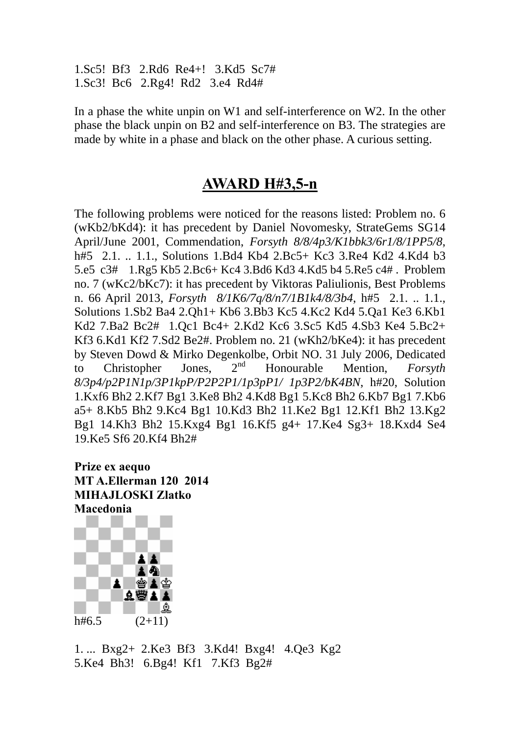1.Sc5! Bf3 2.Rd6 Re4+! 3.Kd5 Sc7#
1.Sc3! Bc6 2.Rg4! Rd2 3.e4 Rd4#

In a phase the white unpin on W1 and self-interference on W2. In the other phase the black unpin on B2 and self-interference on B3. The strategies are made by white in a phase and black on the other phase. A curious setting.

## AWARD H#3,5-n

The following problems were noticed for the reasons listed: Problem no. 6 (wKb2/bKd4): it has precedent by Daniel Novomesky, StrateGems SG14 April/June 2001, Commendation, *Forsyth 8/8/4p3/K1bbk3/6r1/8/1PP5/8,* h#5 2.1. .. 1.1., Solutions 1.Bd4 Kb4 2.Bc5+ Kc3 3.Re4 Kd2 4.Kd4 b3 5.e5 c3# 1.Rg5 Kb5 2.Bc6+ Kc4 3.Bd6 Kd3 4.Kd5 b4 5.Re5 c4# . Problem no. 7 (wKc2/bKc7): it has precedent by Viktoras Paliulionis, Best Problems n. 66 April 2013, *Forsyth 8/1K6/7q/8/n7/1B1k4/8/3b4,* h#5 2.1. .. 1.1., Solutions 1.Sb2 Ba4 2.Qh1+ Kb6 3.Bb3 Kc5 4.Kc2 Kd4 5.Qa1 Ke3 6.Kb1 Kd2 7.Ba2 Bc2# 1.Qc1 Bc4+ 2.Kd2 Kc6 3.Sc5 Kd5 4.Sb3 Ke4 5.Bc2+ Kf3 6.Kd1 Kf2 7.Sd2 Be2#. Problem no. 21 (wKh2/bKe4): it has precedent by Steven Dowd & Mirko Degenkolbe, Orbit NO. 31 July 2006, Dedicated to Christopher Jones, 2nd Honourable Mention, *Forsyth 8/3p4/p2P1N1p/3P1kpP/P2P2P1/1p3pP1/ 1p3P2/bK4BN,* h#20, Solution 1.Kxf6 Bh2 2.Kf7 Bg1 3.Ke8 Bh2 4.Kd8 Bg1 5.Kc8 Bh2 6.Kb7 Bg1 7.Kb6 a5+ 8.Kb5 Bh2 9.Kc4 Bg1 10.Kd3 Bh2 11.Ke2 Bg1 12.Kf1 Bh2 13.Kg2 Bg1 14.Kh3 Bh2 15.Kxg4 Bg1 16.Kf5 g4+ 17.Ke4 Sg3+ 18.Kxd4 Se4 19.Ke5 Sf6 20.Kf4 Bh2#

**Prize ex aequo**
**MT A.Ellerman 120 2014**
**MIHAJLOSKI Zlatko**
**Macedonia**

h#6.5 (2+11)

1. ... Bxg2+ 2.Ke3 Bf3 3.Kd4! Bxg4! 4.Qe3 Kg2
5.Ke4 Bh3! 6.Bg4! Kf1 7.Kf3 Bg2#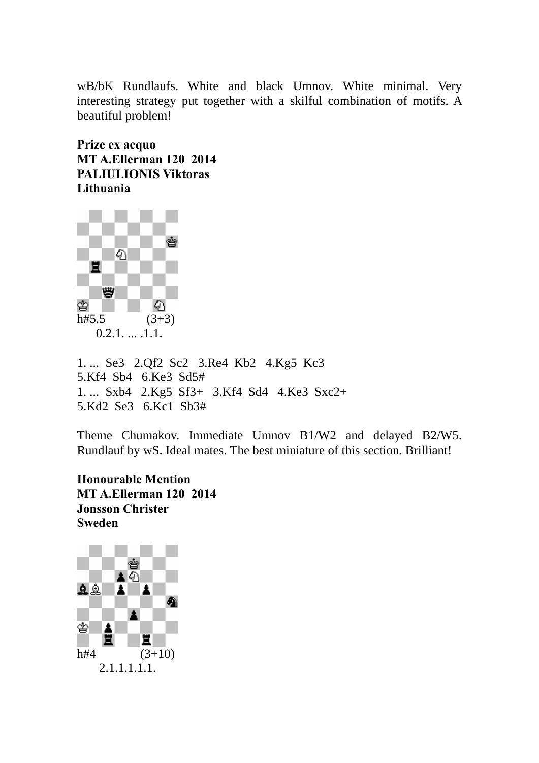wB/bK Rundlaufs. White and black Umnov. White minimal. Very interesting strategy put together with a skilful combination of motifs. A beautiful problem!

**Prize ex aequo**
**MT A.Ellerman 120 2014**
**PALIULIONIS Viktoras**
**Lithuania**

h#5.5 (3+3)
0.2.1. ... .1.1.

1. ... Se3 2.Qf2 Sc2 3.Re4 Kb2 4.Kg5 Kc3
5.Kf4 Sb4 6.Ke3 Sd5#
1. ... Sxb4 2.Kg5 Sf3+ 3.Kf4 Sd4 4.Ke3 Sxc2+
5.Kd2 Se3 6.Kc1 Sb3#

Theme Chumakov. Immediate Umnov B1/W2 and delayed B2/W5. Rundlauf by wS. Ideal mates. The best miniature of this section. Brilliant!

**Honourable Mention**
**MT A.Ellerman 120 2014**
**Jonsson Christer**
**Sweden**

h#4 (3+10)
2.1.1.1.1.1.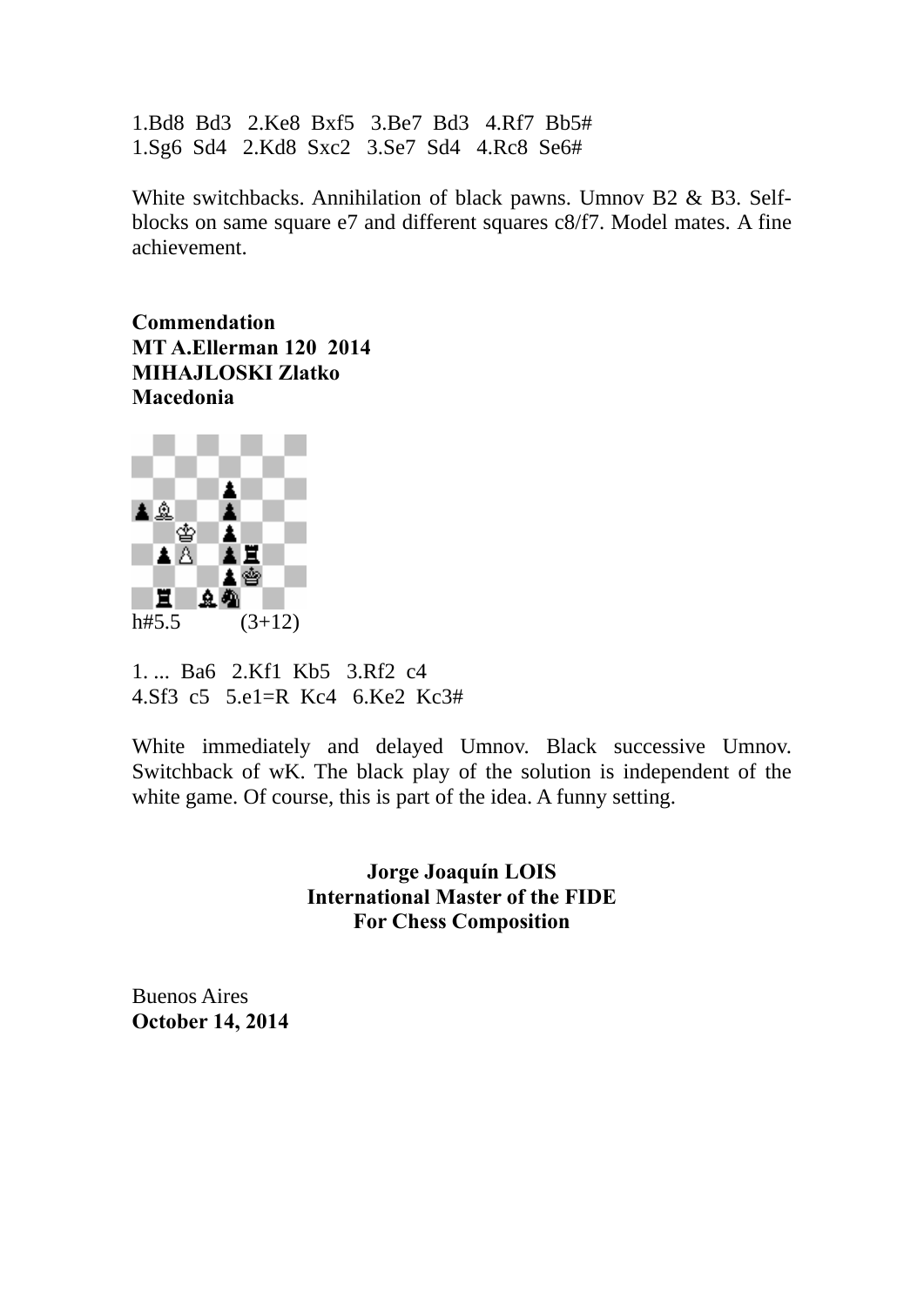1.Bd8 Bd3 2.Ke8 Bxf5 3.Be7 Bd3 4.Rf7 Bb5#
1.Sg6 Sd4 2.Kd8 Sxc2 3.Se7 Sd4 4.Rc8 Se6#

White switchbacks. Annihilation of black pawns. Umnov B2 & B3. Self-blocks on same square e7 and different squares c8/f7. Model mates. A fine achievement.

**Commendation**
**MT A.Ellerman 120 2014**
**MIHAJLOSKI Zlatko**
**Macedonia**

h#5.5 (3+12)

1. ... Ba6 2.Kf1 Kb5 3.Rf2 c4
4.Sf3 c5 5.e1=R Kc4 6.Ke2 Kc3#

White immediately and delayed Umnov. Black successive Umnov. Switchback of wK. The black play of the solution is independent of the white game. Of course, this is part of the idea. A funny setting.

**Jorge Joaquín LOIS**
**International Master of the FIDE**
**For Chess Composition**

Buenos Aires
**October 14, 2014**